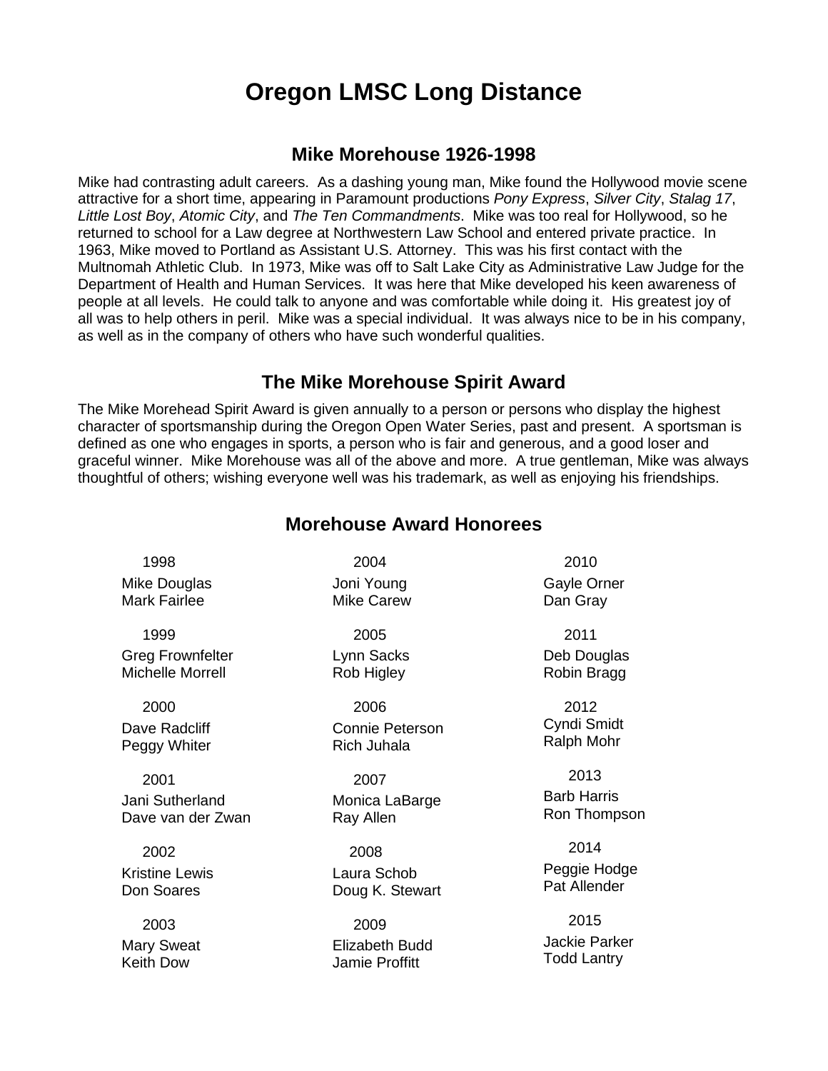# Oregon LMSC Long Distance

## Mike Morehouse 1926-1998

Mike had contrasting adult careers. As a dashing young man, Mike found the Hollywood movie scene attractive for a short time, appearing in Paramount productions *Pony Express*, *Silver City*, *Stalag 17*, *Little Lost Boy*, *Atomic City*, and *The Ten Commandments*. Mike was too real for Hollywood, so he returned to school for a Law degree at Northwestern Law School and entered private practice. In 1963, Mike moved to Portland as Assistant U.S. Attorney. This was his first contact with the Multnomah Athletic Club. In 1973, Mike was off to Salt Lake City as Administrative Law Judge for the Department of Health and Human Services. It was here that Mike developed his keen awareness of people at all levels. He could talk to anyone and was comfortable while doing it. His greatest joy of all was to help others in peril. Mike was a special individual. It was always nice to be in his company, as well as in the company of others who have such wonderful qualities.

## The Mike Morehouse Spirit Award

The Mike Morehead Spirit Award is given annually to a person or persons who display the highest character of sportsmanship during the Oregon Open Water Series, past and present. A sportsman is defined as one who engages in sports, a person who is fair and generous, and a good loser and graceful winner. Mike Morehouse was all of the above and more. A true gentleman, Mike was always thoughtful of others; wishing everyone well was his trademark, as well as enjoying his friendships.

## Morehouse Award Honorees

1998
Mike Douglas
Mark Fairlee

1999
Greg Frownfelter
Michelle Morrell

2000
Dave Radcliff
Peggy Whiter

2001
Jani Sutherland
Dave van der Zwan

2002
Kristine Lewis
Don Soares

2003
Mary Sweat
Keith Dow

2004
Joni Young
Mike Carew

2005
Lynn Sacks
Rob Higley

2006
Connie Peterson
Rich Juhala

2007
Monica LaBarge
Ray Allen

2008
Laura Schob
Doug K. Stewart

2009
Elizabeth Budd
Jamie Proffitt

2010
Gayle Orner
Dan Gray

2011
Deb Douglas
Robin Bragg

2012
Cyndi Smidt
Ralph Mohr

2013
Barb Harris
Ron Thompson

2014
Peggie Hodge
Pat Allender

2015
Jackie Parker
Todd Lantry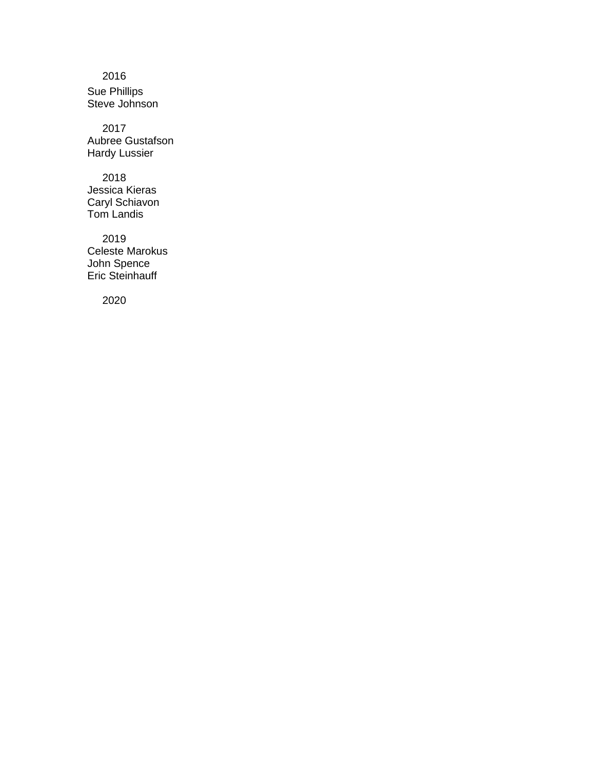2016

Sue Phillips
Steve Johnson

2017

Aubree Gustafson
Hardy Lussier

2018

Jessica Kieras
Caryl Schiavon
Tom Landis

2019

Celeste Marokus
John Spence
Eric Steinhauff

2020